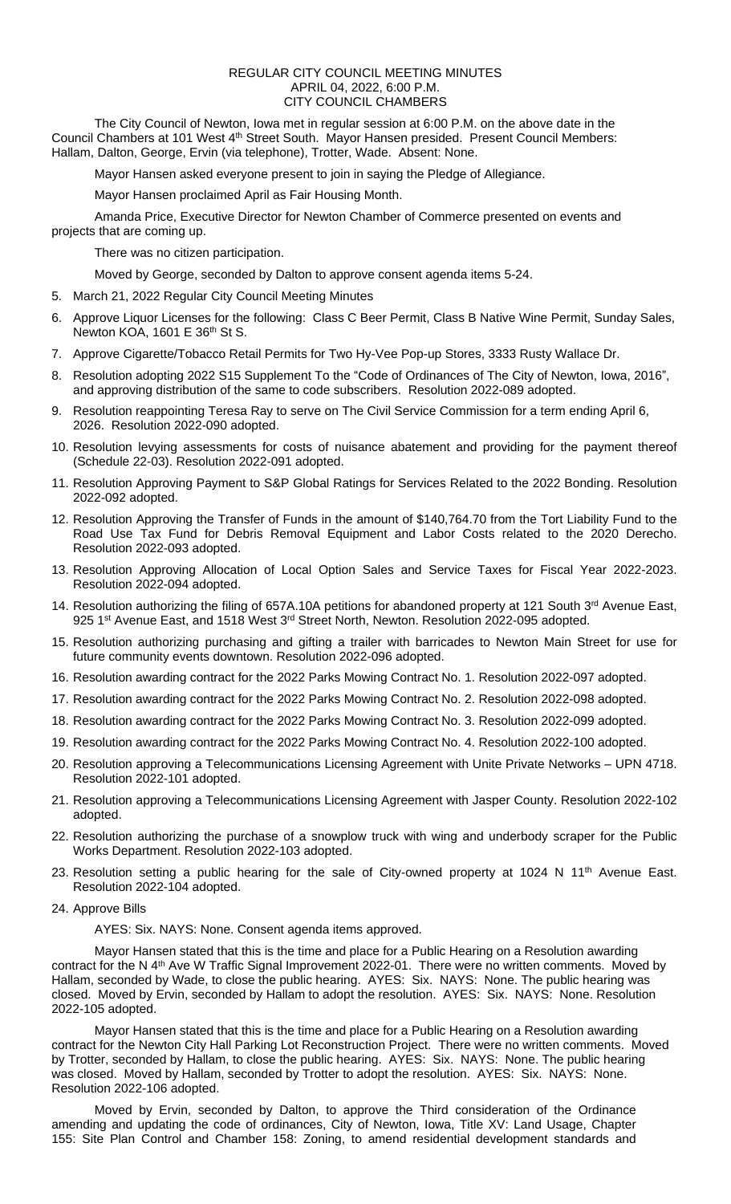REGULAR CITY COUNCIL MEETING MINUTES
APRIL 04, 2022, 6:00 P.M.
CITY COUNCIL CHAMBERS

The City Council of Newton, Iowa met in regular session at 6:00 P.M. on the above date in the Council Chambers at 101 West 4th Street South. Mayor Hansen presided. Present Council Members: Hallam, Dalton, George, Ervin (via telephone), Trotter, Wade. Absent: None.

Mayor Hansen asked everyone present to join in saying the Pledge of Allegiance.

Mayor Hansen proclaimed April as Fair Housing Month.

Amanda Price, Executive Director for Newton Chamber of Commerce presented on events and projects that are coming up.

There was no citizen participation.

Moved by George, seconded by Dalton to approve consent agenda items 5-24.

5. March 21, 2022 Regular City Council Meeting Minutes
6. Approve Liquor Licenses for the following: Class C Beer Permit, Class B Native Wine Permit, Sunday Sales, Newton KOA, 1601 E 36th St S.
7. Approve Cigarette/Tobacco Retail Permits for Two Hy-Vee Pop-up Stores, 3333 Rusty Wallace Dr.
8. Resolution adopting 2022 S15 Supplement To the "Code of Ordinances of The City of Newton, Iowa, 2016", and approving distribution of the same to code subscribers. Resolution 2022-089 adopted.
9. Resolution reappointing Teresa Ray to serve on The Civil Service Commission for a term ending April 6, 2026. Resolution 2022-090 adopted.
10. Resolution levying assessments for costs of nuisance abatement and providing for the payment thereof (Schedule 22-03). Resolution 2022-091 adopted.
11. Resolution Approving Payment to S&P Global Ratings for Services Related to the 2022 Bonding. Resolution 2022-092 adopted.
12. Resolution Approving the Transfer of Funds in the amount of $140,764.70 from the Tort Liability Fund to the Road Use Tax Fund for Debris Removal Equipment and Labor Costs related to the 2020 Derecho. Resolution 2022-093 adopted.
13. Resolution Approving Allocation of Local Option Sales and Service Taxes for Fiscal Year 2022-2023. Resolution 2022-094 adopted.
14. Resolution authorizing the filing of 657A.10A petitions for abandoned property at 121 South 3rd Avenue East, 925 1st Avenue East, and 1518 West 3rd Street North, Newton. Resolution 2022-095 adopted.
15. Resolution authorizing purchasing and gifting a trailer with barricades to Newton Main Street for use for future community events downtown. Resolution 2022-096 adopted.
16. Resolution awarding contract for the 2022 Parks Mowing Contract No. 1. Resolution 2022-097 adopted.
17. Resolution awarding contract for the 2022 Parks Mowing Contract No. 2. Resolution 2022-098 adopted.
18. Resolution awarding contract for the 2022 Parks Mowing Contract No. 3. Resolution 2022-099 adopted.
19. Resolution awarding contract for the 2022 Parks Mowing Contract No. 4. Resolution 2022-100 adopted.
20. Resolution approving a Telecommunications Licensing Agreement with Unite Private Networks – UPN 4718. Resolution 2022-101 adopted.
21. Resolution approving a Telecommunications Licensing Agreement with Jasper County. Resolution 2022-102 adopted.
22. Resolution authorizing the purchase of a snowplow truck with wing and underbody scraper for the Public Works Department. Resolution 2022-103 adopted.
23. Resolution setting a public hearing for the sale of City-owned property at 1024 N 11th Avenue East. Resolution 2022-104 adopted.
24. Approve Bills

AYES: Six. NAYS: None. Consent agenda items approved.

Mayor Hansen stated that this is the time and place for a Public Hearing on a Resolution awarding contract for the N 4th Ave W Traffic Signal Improvement 2022-01. There were no written comments. Moved by Hallam, seconded by Wade, to close the public hearing. AYES: Six. NAYS: None. The public hearing was closed. Moved by Ervin, seconded by Hallam to adopt the resolution. AYES: Six. NAYS: None. Resolution 2022-105 adopted.

Mayor Hansen stated that this is the time and place for a Public Hearing on a Resolution awarding contract for the Newton City Hall Parking Lot Reconstruction Project. There were no written comments. Moved by Trotter, seconded by Hallam, to close the public hearing. AYES: Six. NAYS: None. The public hearing was closed. Moved by Hallam, seconded by Trotter to adopt the resolution. AYES: Six. NAYS: None. Resolution 2022-106 adopted.

Moved by Ervin, seconded by Dalton, to approve the Third consideration of the Ordinance amending and updating the code of ordinances, City of Newton, Iowa, Title XV: Land Usage, Chapter 155: Site Plan Control and Chamber 158: Zoning, to amend residential development standards and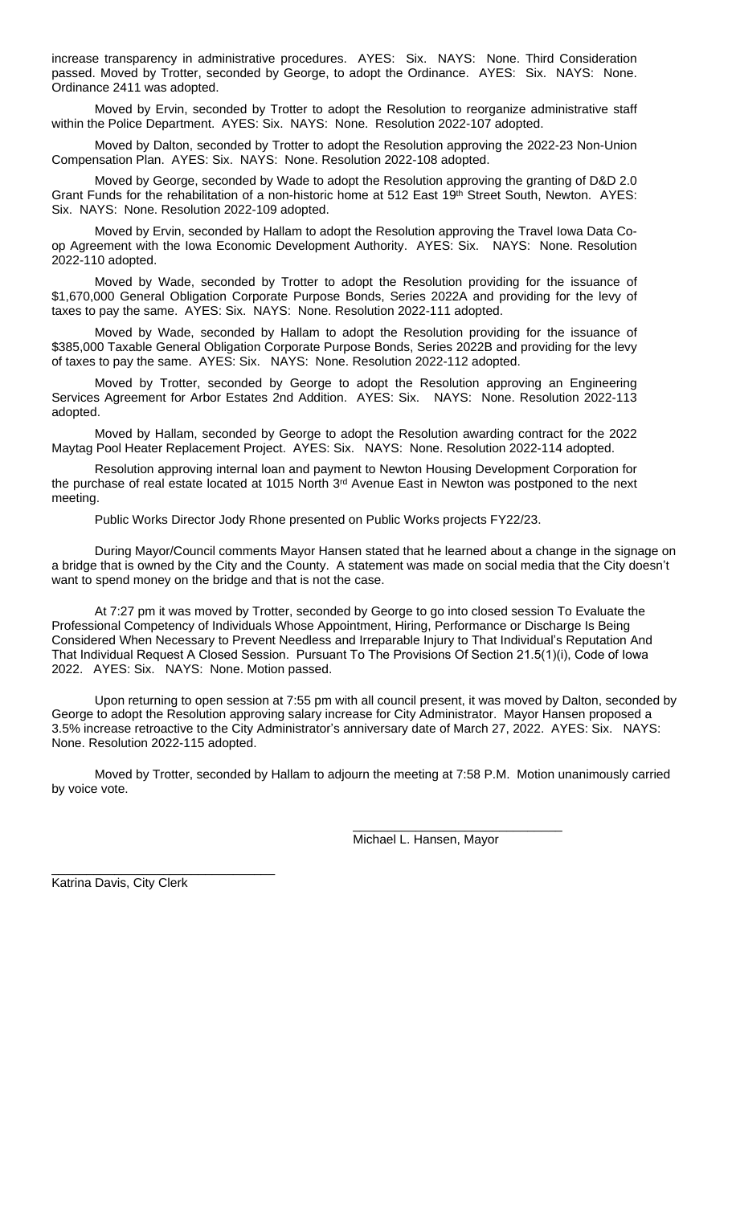increase transparency in administrative procedures. AYES: Six. NAYS: None. Third Consideration passed. Moved by Trotter, seconded by George, to adopt the Ordinance. AYES: Six. NAYS: None. Ordinance 2411 was adopted.

Moved by Ervin, seconded by Trotter to adopt the Resolution to reorganize administrative staff within the Police Department. AYES: Six. NAYS: None. Resolution 2022-107 adopted.

Moved by Dalton, seconded by Trotter to adopt the Resolution approving the 2022-23 Non-Union Compensation Plan. AYES: Six. NAYS: None. Resolution 2022-108 adopted.

Moved by George, seconded by Wade to adopt the Resolution approving the granting of D&D 2.0 Grant Funds for the rehabilitation of a non-historic home at 512 East 19th Street South, Newton. AYES: Six. NAYS: None. Resolution 2022-109 adopted.

Moved by Ervin, seconded by Hallam to adopt the Resolution approving the Travel Iowa Data Co-op Agreement with the Iowa Economic Development Authority. AYES: Six. NAYS: None. Resolution 2022-110 adopted.

Moved by Wade, seconded by Trotter to adopt the Resolution providing for the issuance of $1,670,000 General Obligation Corporate Purpose Bonds, Series 2022A and providing for the levy of taxes to pay the same. AYES: Six. NAYS: None. Resolution 2022-111 adopted.

Moved by Wade, seconded by Hallam to adopt the Resolution providing for the issuance of $385,000 Taxable General Obligation Corporate Purpose Bonds, Series 2022B and providing for the levy of taxes to pay the same. AYES: Six. NAYS: None. Resolution 2022-112 adopted.

Moved by Trotter, seconded by George to adopt the Resolution approving an Engineering Services Agreement for Arbor Estates 2nd Addition. AYES: Six. NAYS: None. Resolution 2022-113 adopted.

Moved by Hallam, seconded by George to adopt the Resolution awarding contract for the 2022 Maytag Pool Heater Replacement Project. AYES: Six. NAYS: None. Resolution 2022-114 adopted.

Resolution approving internal loan and payment to Newton Housing Development Corporation for the purchase of real estate located at 1015 North 3rd Avenue East in Newton was postponed to the next meeting.

Public Works Director Jody Rhone presented on Public Works projects FY22/23.

During Mayor/Council comments Mayor Hansen stated that he learned about a change in the signage on a bridge that is owned by the City and the County. A statement was made on social media that the City doesn't want to spend money on the bridge and that is not the case.

At 7:27 pm it was moved by Trotter, seconded by George to go into closed session To Evaluate the Professional Competency of Individuals Whose Appointment, Hiring, Performance or Discharge Is Being Considered When Necessary to Prevent Needless and Irreparable Injury to That Individual's Reputation And That Individual Request A Closed Session. Pursuant To The Provisions Of Section 21.5(1)(i), Code of Iowa 2022. AYES: Six. NAYS: None. Motion passed.

Upon returning to open session at 7:55 pm with all council present, it was moved by Dalton, seconded by George to adopt the Resolution approving salary increase for City Administrator. Mayor Hansen proposed a 3.5% increase retroactive to the City Administrator's anniversary date of March 27, 2022. AYES: Six. NAYS: None. Resolution 2022-115 adopted.

Moved by Trotter, seconded by Hallam to adjourn the meeting at 7:58 P.M. Motion unanimously carried by voice vote.

\_\_\_\_\_\_\_\_\_\_\_\_\_\_\_\_\_\_\_\_\_\_\_\_\_\_\_\_\_\_
Michael L. Hansen, Mayor

\_\_\_\_\_\_\_\_\_\_\_\_\_\_\_\_\_\_\_\_\_\_\_\_\_\_\_\_\_\_
Katrina Davis, City Clerk